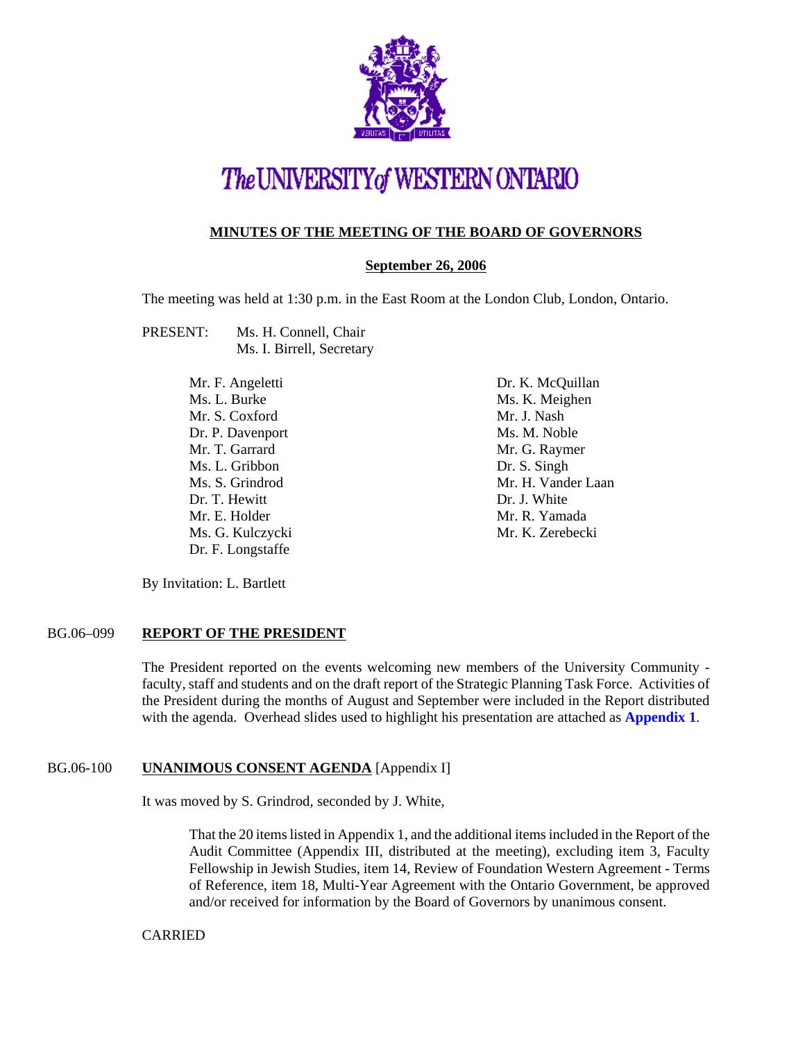# The UNIVERSITY of WESTERN ONTARIO

## MINUTES OF THE MEETING OF THE BOARD OF GOVERNORS

**September 26, 2006**

The meeting was held at 1:30 p.m. in the East Room at the London Club, London, Ontario.

PRESENT: Ms. H. Connell, Chair
Ms. I. Birrell, Secretary

Mr. F. Angeletti
Ms. L. Burke
Mr. S. Coxford
Dr. P. Davenport
Mr. T. Garrard
Ms. L. Gribbon
Ms. S. Grindrod
Dr. T. Hewitt
Mr. E. Holder
Ms. G. Kulczycki
Dr. F. Longstaffe
Dr. K. McQuillan
Ms. K. Meighen
Mr. J. Nash
Ms. M. Noble
Mr. G. Raymer
Dr. S. Singh
Mr. H. Vander Laan
Dr. J. White
Mr. R. Yamada
Mr. K. Zerebecki

By Invitation: L. Bartlett

### BG.06–099 REPORT OF THE PRESIDENT

The President reported on the events welcoming new members of the University Community - faculty, staff and students and on the draft report of the Strategic Planning Task Force. Activities of the President during the months of August and September were included in the Report distributed with the agenda. Overhead slides used to highlight his presentation are attached as **Appendix 1**.

### BG.06-100 UNANIMOUS CONSENT AGENDA [Appendix I]

It was moved by S. Grindrod, seconded by J. White,

> That the 20 items listed in Appendix 1, and the additional items included in the Report of the Audit Committee (Appendix III, distributed at the meeting), excluding item 3, Faculty Fellowship in Jewish Studies, item 14, Review of Foundation Western Agreement - Terms of Reference, item 18, Multi-Year Agreement with the Ontario Government, be approved and/or received for information by the Board of Governors by unanimous consent.

CARRIED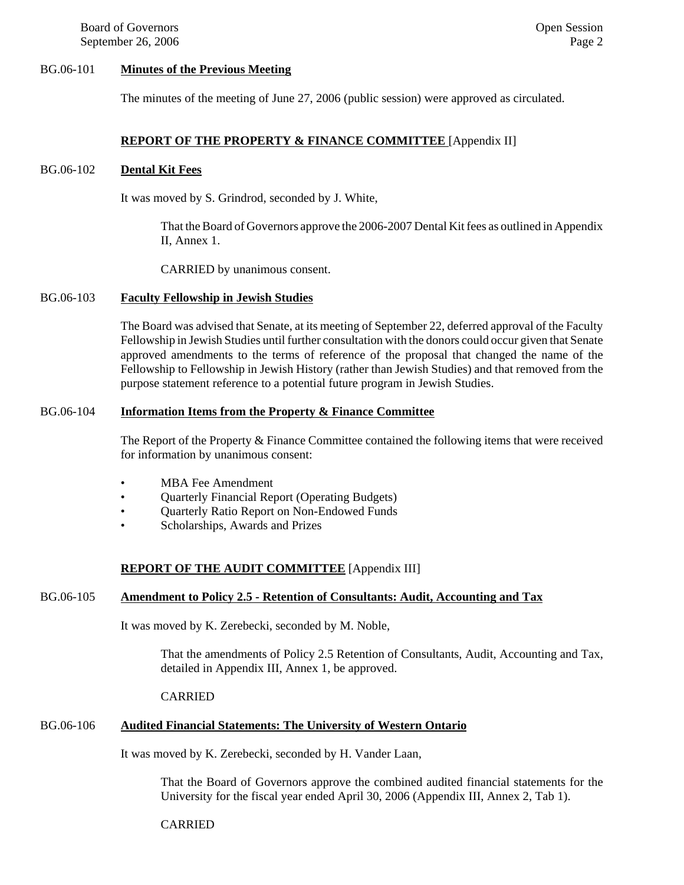BG.06-101 **Minutes of the Previous Meeting**

The minutes of the meeting of June 27, 2006 (public session) were approved as circulated.

**REPORT OF THE PROPERTY & FINANCE COMMITTEE** [Appendix II]

BG.06-102 **Dental Kit Fees**

It was moved by S. Grindrod, seconded by J. White,

> That the Board of Governors approve the 2006-2007 Dental Kit fees as outlined in Appendix II, Annex 1.
>
> CARRIED by unanimous consent.

BG.06-103 **Faculty Fellowship in Jewish Studies**

The Board was advised that Senate, at its meeting of September 22, deferred approval of the Faculty Fellowship in Jewish Studies until further consultation with the donors could occur given that Senate approved amendments to the terms of reference of the proposal that changed the name of the Fellowship to Fellowship in Jewish History (rather than Jewish Studies) and that removed from the purpose statement reference to a potential future program in Jewish Studies.

BG.06-104 **Information Items from the Property & Finance Committee**

The Report of the Property & Finance Committee contained the following items that were received for information by unanimous consent:

- MBA Fee Amendment
- Quarterly Financial Report (Operating Budgets)
- Quarterly Ratio Report on Non-Endowed Funds
- Scholarships, Awards and Prizes

**REPORT OF THE AUDIT COMMITTEE** [Appendix III]

BG.06-105 **Amendment to Policy 2.5 - Retention of Consultants: Audit, Accounting and Tax**

It was moved by K. Zerebecki, seconded by M. Noble,

> That the amendments of Policy 2.5 Retention of Consultants, Audit, Accounting and Tax, detailed in Appendix III, Annex 1, be approved.
>
> CARRIED

BG.06-106 **Audited Financial Statements: The University of Western Ontario**

It was moved by K. Zerebecki, seconded by H. Vander Laan,

> That the Board of Governors approve the combined audited financial statements for the University for the fiscal year ended April 30, 2006 (Appendix III, Annex 2, Tab 1).
>
> CARRIED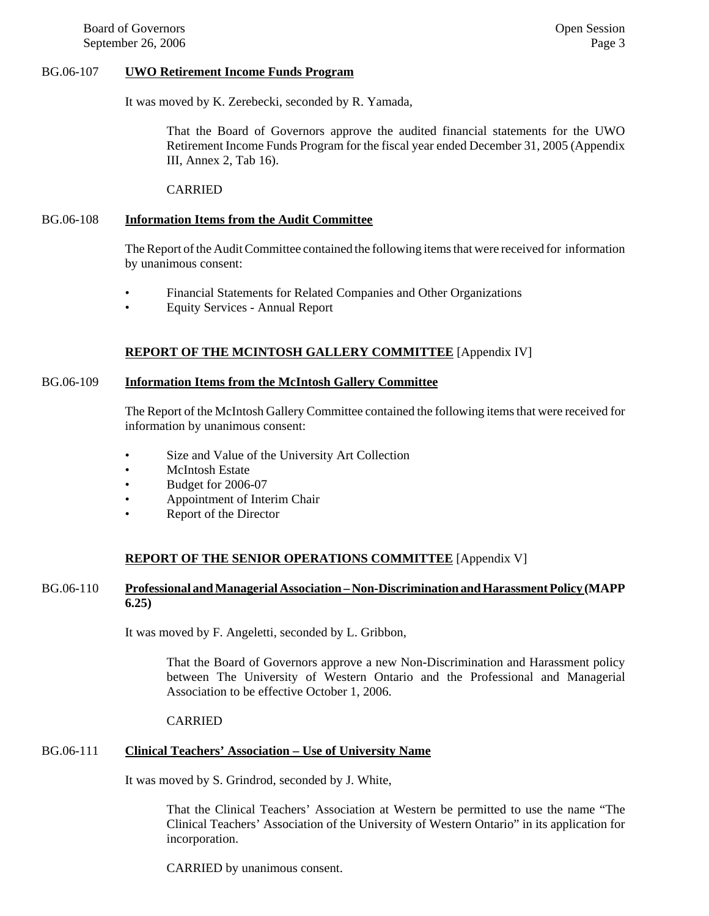BG.06-107 **UWO Retirement Income Funds Program**

It was moved by K. Zerebecki, seconded by R. Yamada,

> That the Board of Governors approve the audited financial statements for the UWO Retirement Income Funds Program for the fiscal year ended December 31, 2005 (Appendix III, Annex 2, Tab 16).
>
> CARRIED

BG.06-108 **Information Items from the Audit Committee**

The Report of the Audit Committee contained the following items that were received for information by unanimous consent:

- Financial Statements for Related Companies and Other Organizations
- Equity Services - Annual Report

## REPORT OF THE MCINTOSH GALLERY COMMITTEE [Appendix IV]

BG.06-109 **Information Items from the McIntosh Gallery Committee**

The Report of the McIntosh Gallery Committee contained the following items that were received for information by unanimous consent:

- Size and Value of the University Art Collection
- McIntosh Estate
- Budget for 2006-07
- Appointment of Interim Chair
- Report of the Director

## REPORT OF THE SENIOR OPERATIONS COMMITTEE [Appendix V]

BG.06-110 **Professional and Managerial Association – Non-Discrimination and Harassment Policy (MAPP 6.25)**

It was moved by F. Angeletti, seconded by L. Gribbon,

> That the Board of Governors approve a new Non-Discrimination and Harassment policy between The University of Western Ontario and the Professional and Managerial Association to be effective October 1, 2006.
>
> CARRIED

BG.06-111 **Clinical Teachers' Association – Use of University Name**

It was moved by S. Grindrod, seconded by J. White,

> That the Clinical Teachers' Association at Western be permitted to use the name "The Clinical Teachers' Association of the University of Western Ontario" in its application for incorporation.
>
> CARRIED by unanimous consent.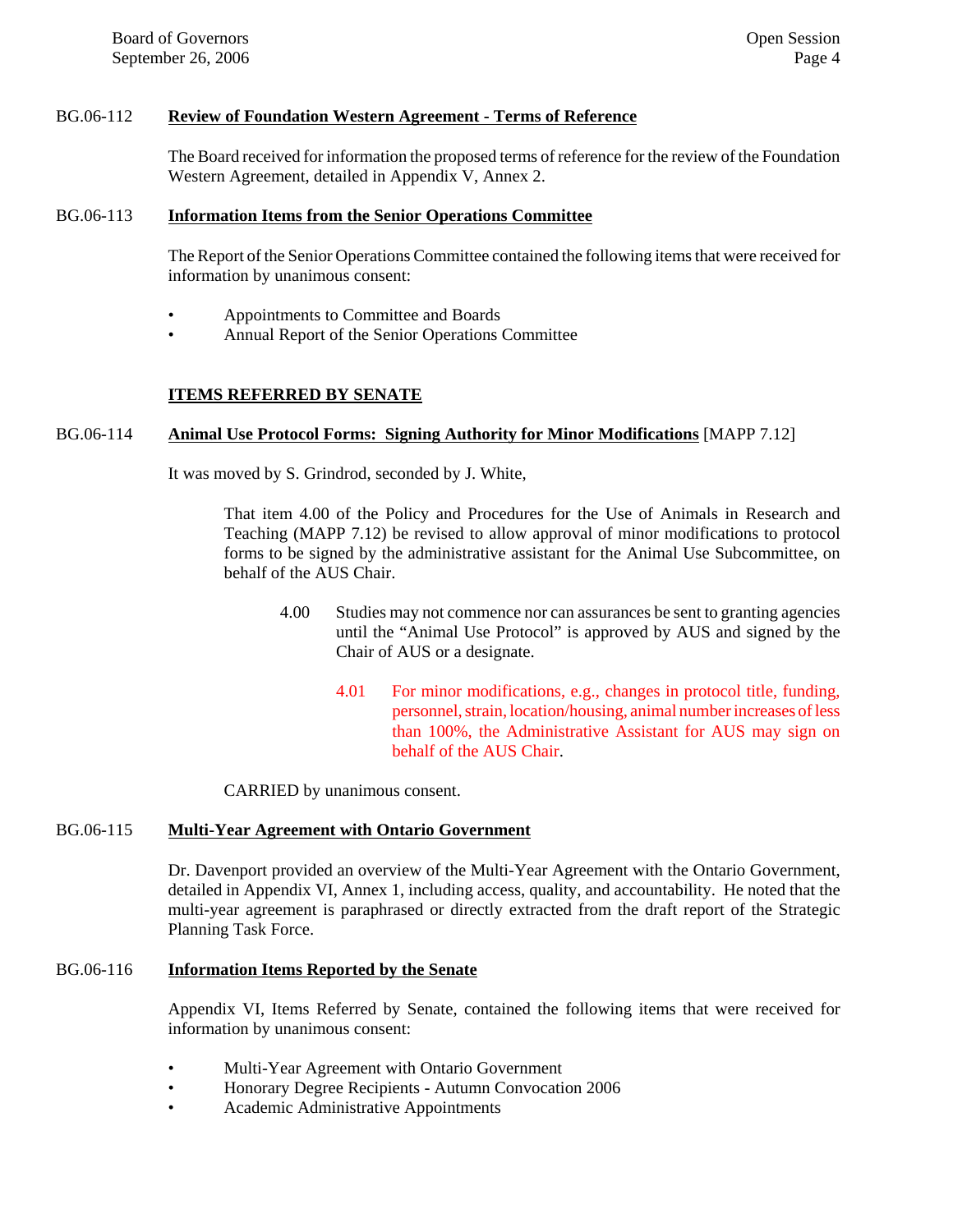BG.06-112 **Review of Foundation Western Agreement - Terms of Reference**

The Board received for information the proposed terms of reference for the review of the Foundation Western Agreement, detailed in Appendix V, Annex 2.

BG.06-113 **Information Items from the Senior Operations Committee**

The Report of the Senior Operations Committee contained the following items that were received for information by unanimous consent:

- Appointments to Committee and Boards
- Annual Report of the Senior Operations Committee

**ITEMS REFERRED BY SENATE**

BG.06-114 **Animal Use Protocol Forms: Signing Authority for Minor Modifications** [MAPP 7.12]

It was moved by S. Grindrod, seconded by J. White,

> That item 4.00 of the Policy and Procedures for the Use of Animals in Research and Teaching (MAPP 7.12) be revised to allow approval of minor modifications to protocol forms to be signed by the administrative assistant for the Animal Use Subcommittee, on behalf of the AUS Chair.
>
> 4.00 Studies may not commence nor can assurances be sent to granting agencies until the "Animal Use Protocol" is approved by AUS and signed by the Chair of AUS or a designate.
>
> 4.01 For minor modifications, e.g., changes in protocol title, funding, personnel, strain, location/housing, animal number increases of less than 100%, the Administrative Assistant for AUS may sign on behalf of the AUS Chair.

CARRIED by unanimous consent.

BG.06-115 **Multi-Year Agreement with Ontario Government**

Dr. Davenport provided an overview of the Multi-Year Agreement with the Ontario Government, detailed in Appendix VI, Annex 1, including access, quality, and accountability. He noted that the multi-year agreement is paraphrased or directly extracted from the draft report of the Strategic Planning Task Force.

BG.06-116 **Information Items Reported by the Senate**

Appendix VI, Items Referred by Senate, contained the following items that were received for information by unanimous consent:

- Multi-Year Agreement with Ontario Government
- Honorary Degree Recipients - Autumn Convocation 2006
- Academic Administrative Appointments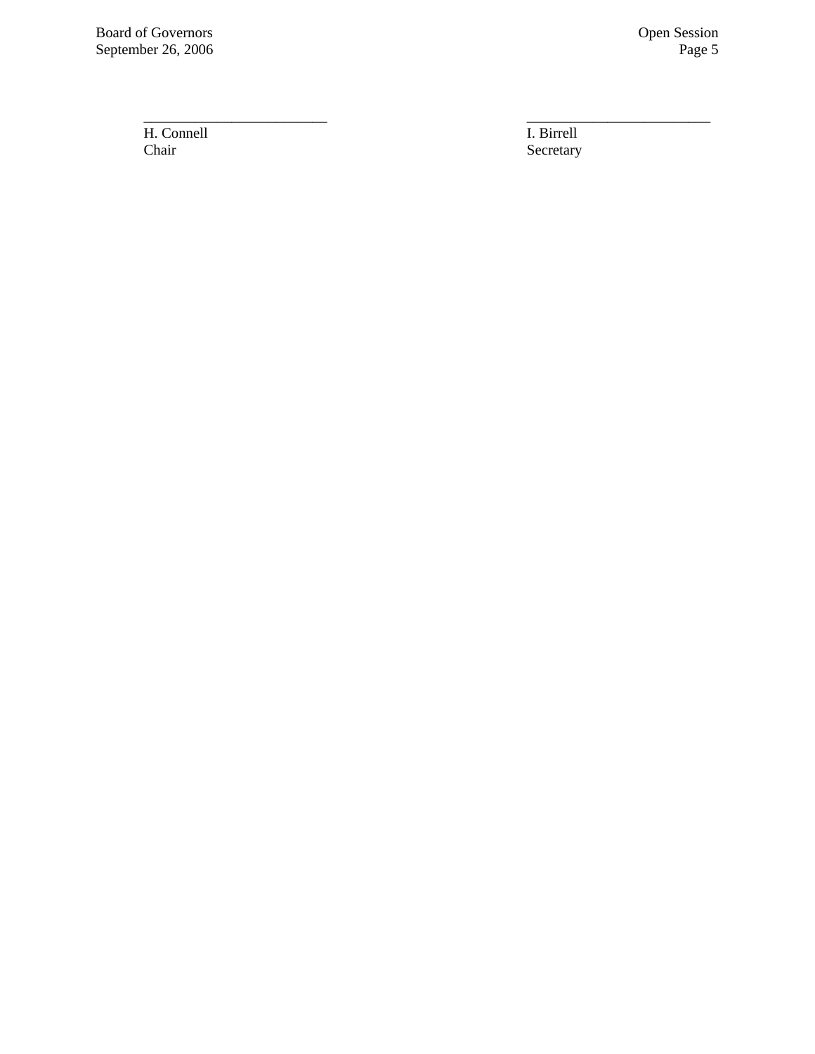| \_\_\_\_\_\_\_\_\_\_\_\_\_\_\_\_\_\_\_\_\_\_\_\_\_ | \_\_\_\_\_\_\_\_\_\_\_\_\_\_\_\_\_\_\_\_\_\_\_\_\_ |
|---|---|
| H. Connell | I. Birrell |
| Chair | Secretary |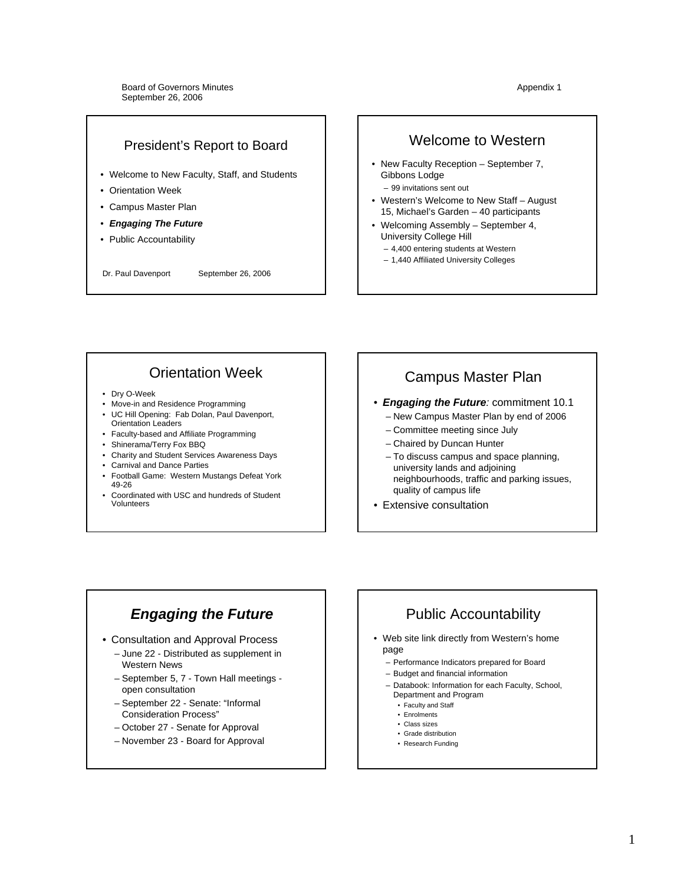Board of Governors Minutes
September 26, 2006

Appendix 1

## President's Report to Board

- Welcome to New Faculty, Staff, and Students
- Orientation Week
- Campus Master Plan
- ***Engaging The Future***
- Public Accountability

Dr. Paul Davenport September 26, 2006

## Welcome to Western

- New Faculty Reception – September 7, Gibbons Lodge
  - 99 invitations sent out
- Western's Welcome to New Staff – August 15, Michael's Garden – 40 participants
- Welcoming Assembly – September 4, University College Hill
  - 4,400 entering students at Western
  - 1,440 Affiliated University Colleges

## Orientation Week

- Dry O-Week
- Move-in and Residence Programming
- UC Hill Opening: Fab Dolan, Paul Davenport, Orientation Leaders
- Faculty-based and Affiliate Programming
- Shinerama/Terry Fox BBQ
- Charity and Student Services Awareness Days
- Carnival and Dance Parties
- Football Game: Western Mustangs Defeat York 49-26
- Coordinated with USC and hundreds of Student Volunteers

## Campus Master Plan

- ***Engaging the Future****:* commitment 10.1
  - New Campus Master Plan by end of 2006
  - Committee meeting since July
  - Chaired by Duncan Hunter
  - To discuss campus and space planning, university lands and adjoining neighbourhoods, traffic and parking issues, quality of campus life
- Extensive consultation

## ***Engaging the Future***

- Consultation and Approval Process
  - June 22 - Distributed as supplement in Western News
  - September 5, 7 - Town Hall meetings - open consultation
  - September 22 - Senate: "Informal Consideration Process"
  - October 27 - Senate for Approval
  - November 23 - Board for Approval

## Public Accountability

- Web site link directly from Western's home page
  - Performance Indicators prepared for Board
  - Budget and financial information
  - Databook: Information for each Faculty, School, Department and Program
    - Faculty and Staff
    - Enrolments
    - Class sizes
    - Grade distribution
    - Research Funding